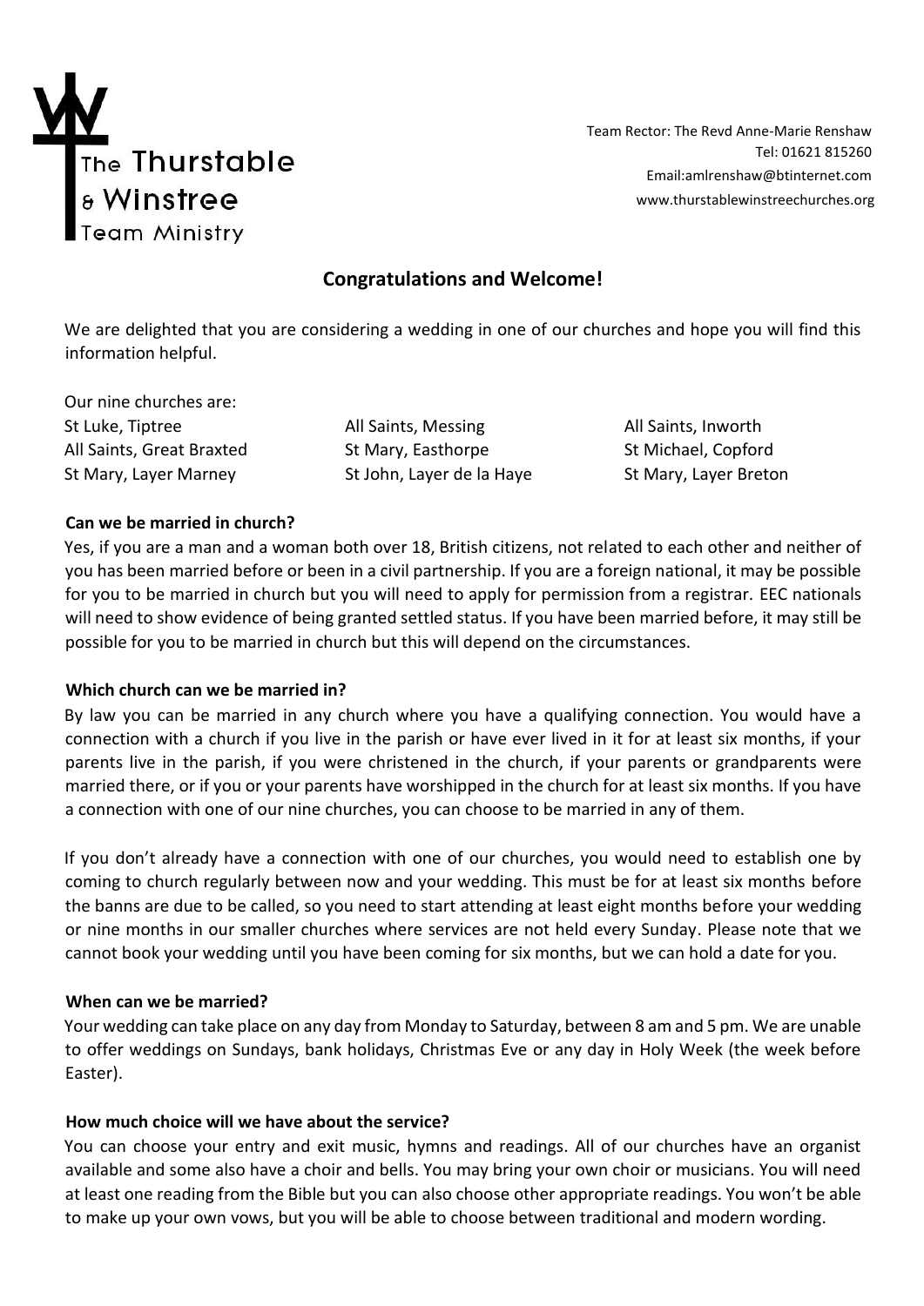The Thurstable & Winstree Team Ministry

Team Rector: The Revd Anne-Marie Renshaw
Tel: 01621 815260
Email:amlrenshaw@btinternet.com
www.thurstablewinstreechurches.org

## Congratulations and Welcome!

We are delighted that you are considering a wedding in one of our churches and hope you will find this information helpful.

Our nine churches are:

| | | |
|---|---|---|
| St Luke, Tiptree | All Saints, Messing | All Saints, Inworth |
| All Saints, Great Braxted | St Mary, Easthorpe | St Michael, Copford |
| St Mary, Layer Marney | St John, Layer de la Haye | St Mary, Layer Breton |

### Can we be married in church?

Yes, if you are a man and a woman both over 18, British citizens, not related to each other and neither of you has been married before or been in a civil partnership. If you are a foreign national, it may be possible for you to be married in church but you will need to apply for permission from a registrar. EEC nationals will need to show evidence of being granted settled status. If you have been married before, it may still be possible for you to be married in church but this will depend on the circumstances.

### Which church can we be married in?

By law you can be married in any church where you have a qualifying connection. You would have a connection with a church if you live in the parish or have ever lived in it for at least six months, if your parents live in the parish, if you were christened in the church, if your parents or grandparents were married there, or if you or your parents have worshipped in the church for at least six months. If you have a connection with one of our nine churches, you can choose to be married in any of them.

If you don't already have a connection with one of our churches, you would need to establish one by coming to church regularly between now and your wedding. This must be for at least six months before the banns are due to be called, so you need to start attending at least eight months before your wedding or nine months in our smaller churches where services are not held every Sunday. Please note that we cannot book your wedding until you have been coming for six months, but we can hold a date for you.

### When can we be married?

Your wedding can take place on any day from Monday to Saturday, between 8 am and 5 pm. We are unable to offer weddings on Sundays, bank holidays, Christmas Eve or any day in Holy Week (the week before Easter).

### How much choice will we have about the service?

You can choose your entry and exit music, hymns and readings. All of our churches have an organist available and some also have a choir and bells. You may bring your own choir or musicians. You will need at least one reading from the Bible but you can also choose other appropriate readings. You won't be able to make up your own vows, but you will be able to choose between traditional and modern wording.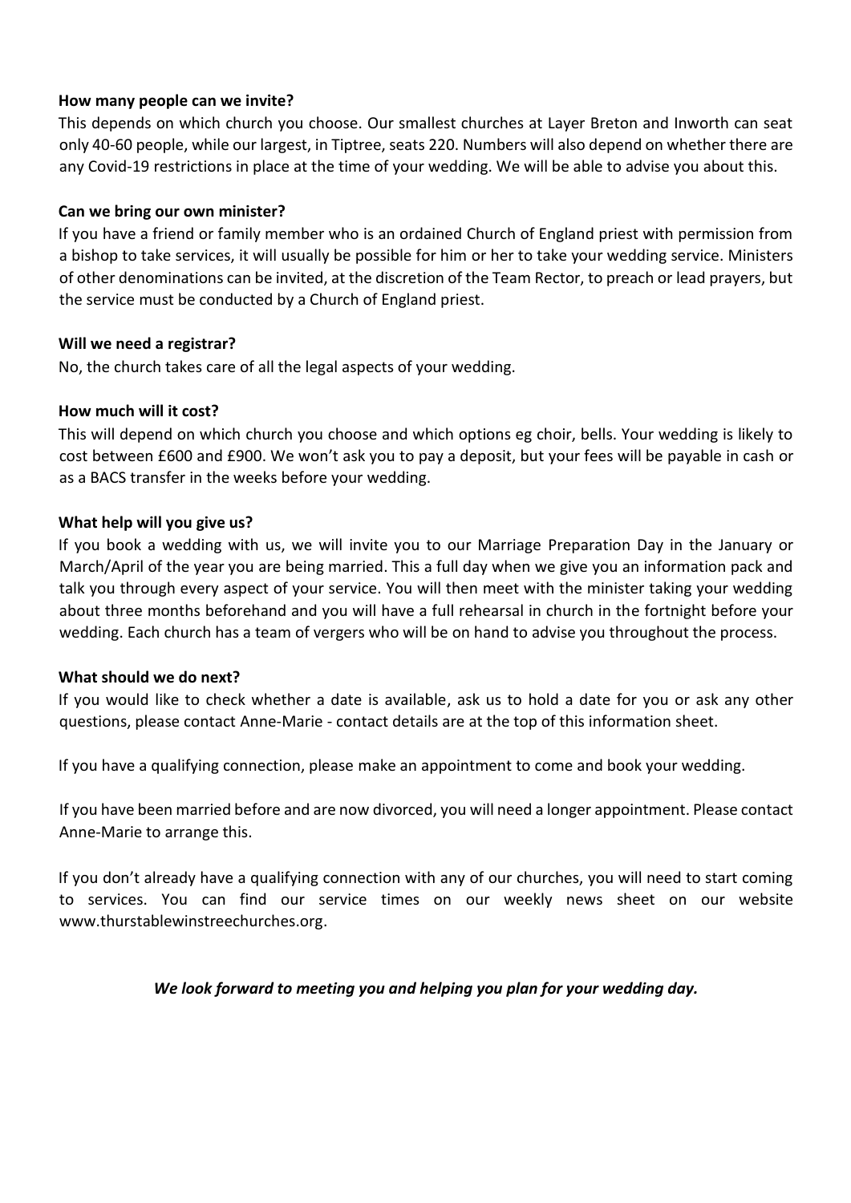**How many people can we invite?**

This depends on which church you choose. Our smallest churches at Layer Breton and Inworth can seat only 40-60 people, while our largest, in Tiptree, seats 220. Numbers will also depend on whether there are any Covid-19 restrictions in place at the time of your wedding. We will be able to advise you about this.

**Can we bring our own minister?**

If you have a friend or family member who is an ordained Church of England priest with permission from a bishop to take services, it will usually be possible for him or her to take your wedding service. Ministers of other denominations can be invited, at the discretion of the Team Rector, to preach or lead prayers, but the service must be conducted by a Church of England priest.

**Will we need a registrar?**

No, the church takes care of all the legal aspects of your wedding.

**How much will it cost?**

This will depend on which church you choose and which options eg choir, bells. Your wedding is likely to cost between £600 and £900. We won't ask you to pay a deposit, but your fees will be payable in cash or as a BACS transfer in the weeks before your wedding.

**What help will you give us?**

If you book a wedding with us, we will invite you to our Marriage Preparation Day in the January or March/April of the year you are being married. This a full day when we give you an information pack and talk you through every aspect of your service. You will then meet with the minister taking your wedding about three months beforehand and you will have a full rehearsal in church in the fortnight before your wedding. Each church has a team of vergers who will be on hand to advise you throughout the process.

**What should we do next?**

If you would like to check whether a date is available, ask us to hold a date for you or ask any other questions, please contact Anne-Marie - contact details are at the top of this information sheet.

If you have a qualifying connection, please make an appointment to come and book your wedding.

If you have been married before and are now divorced, you will need a longer appointment. Please contact Anne-Marie to arrange this.

If you don't already have a qualifying connection with any of our churches, you will need to start coming to services. You can find our service times on our weekly news sheet on our website www.thurstablewinstreechurches.org.

***We look forward to meeting you and helping you plan for your wedding day.***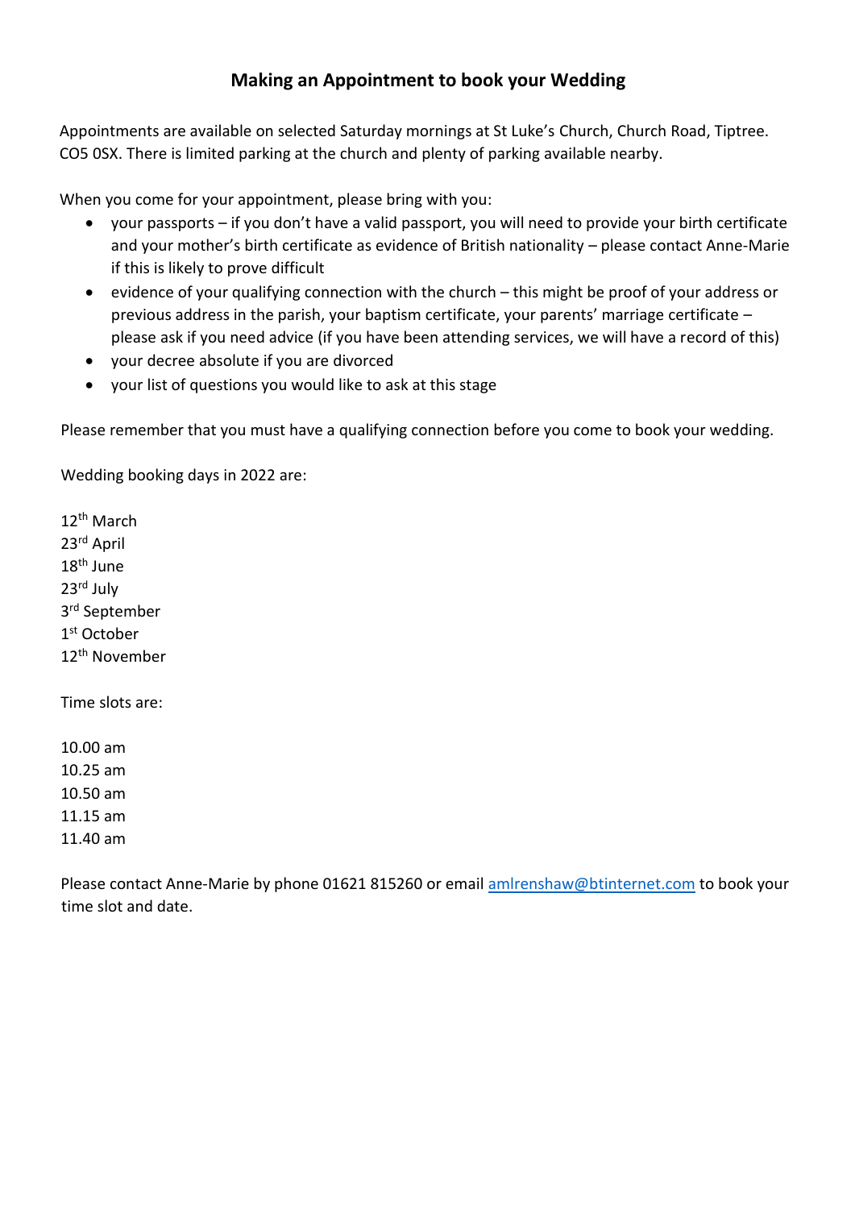# Making an Appointment to book your Wedding

Appointments are available on selected Saturday mornings at St Luke's Church, Church Road, Tiptree. CO5 0SX. There is limited parking at the church and plenty of parking available nearby.

When you come for your appointment, please bring with you:

- your passports – if you don't have a valid passport, you will need to provide your birth certificate and your mother's birth certificate as evidence of British nationality – please contact Anne-Marie if this is likely to prove difficult
- evidence of your qualifying connection with the church – this might be proof of your address or previous address in the parish, your baptism certificate, your parents' marriage certificate – please ask if you need advice (if you have been attending services, we will have a record of this)
- your decree absolute if you are divorced
- your list of questions you would like to ask at this stage

Please remember that you must have a qualifying connection before you come to book your wedding.

Wedding booking days in 2022 are:

12th March
23rd April
18th June
23rd July
3rd September
1st October
12th November

Time slots are:

10.00 am
10.25 am
10.50 am
11.15 am
11.40 am

Please contact Anne-Marie by phone 01621 815260 or email amlrenshaw@btinternet.com to book your time slot and date.